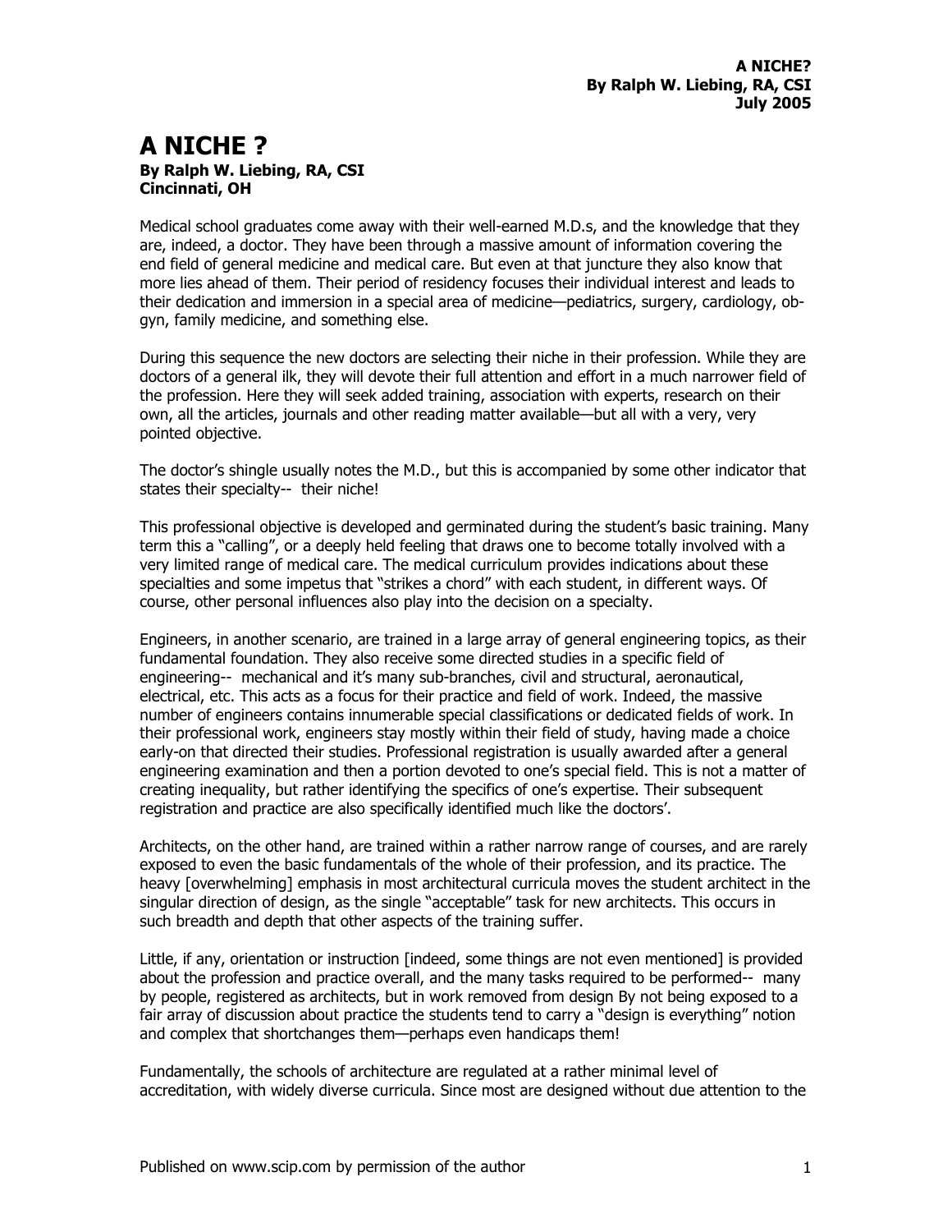# A NICHE ?

**By Ralph W. Liebing, RA, CSI**
**Cincinnati, OH**

Medical school graduates come away with their well-earned M.D.s, and the knowledge that they are, indeed, a doctor. They have been through a massive amount of information covering the end field of general medicine and medical care. But even at that juncture they also know that more lies ahead of them. Their period of residency focuses their individual interest and leads to their dedication and immersion in a special area of medicine—pediatrics, surgery, cardiology, ob-gyn, family medicine, and something else.

During this sequence the new doctors are selecting their niche in their profession. While they are doctors of a general ilk, they will devote their full attention and effort in a much narrower field of the profession. Here they will seek added training, association with experts, research on their own, all the articles, journals and other reading matter available—but all with a very, very pointed objective.

The doctor's shingle usually notes the M.D., but this is accompanied by some other indicator that states their specialty-- their niche!

This professional objective is developed and germinated during the student's basic training. Many term this a "calling", or a deeply held feeling that draws one to become totally involved with a very limited range of medical care. The medical curriculum provides indications about these specialties and some impetus that "strikes a chord" with each student, in different ways. Of course, other personal influences also play into the decision on a specialty.

Engineers, in another scenario, are trained in a large array of general engineering topics, as their fundamental foundation. They also receive some directed studies in a specific field of engineering-- mechanical and it's many sub-branches, civil and structural, aeronautical, electrical, etc. This acts as a focus for their practice and field of work. Indeed, the massive number of engineers contains innumerable special classifications or dedicated fields of work. In their professional work, engineers stay mostly within their field of study, having made a choice early-on that directed their studies. Professional registration is usually awarded after a general engineering examination and then a portion devoted to one's special field. This is not a matter of creating inequality, but rather identifying the specifics of one's expertise. Their subsequent registration and practice are also specifically identified much like the doctors'.

Architects, on the other hand, are trained within a rather narrow range of courses, and are rarely exposed to even the basic fundamentals of the whole of their profession, and its practice. The heavy [overwhelming] emphasis in most architectural curricula moves the student architect in the singular direction of design, as the single "acceptable" task for new architects. This occurs in such breadth and depth that other aspects of the training suffer.

Little, if any, orientation or instruction [indeed, some things are not even mentioned] is provided about the profession and practice overall, and the many tasks required to be performed-- many by people, registered as architects, but in work removed from design By not being exposed to a fair array of discussion about practice the students tend to carry a "design is everything" notion and complex that shortchanges them—perhaps even handicaps them!

Fundamentally, the schools of architecture are regulated at a rather minimal level of accreditation, with widely diverse curricula. Since most are designed without due attention to the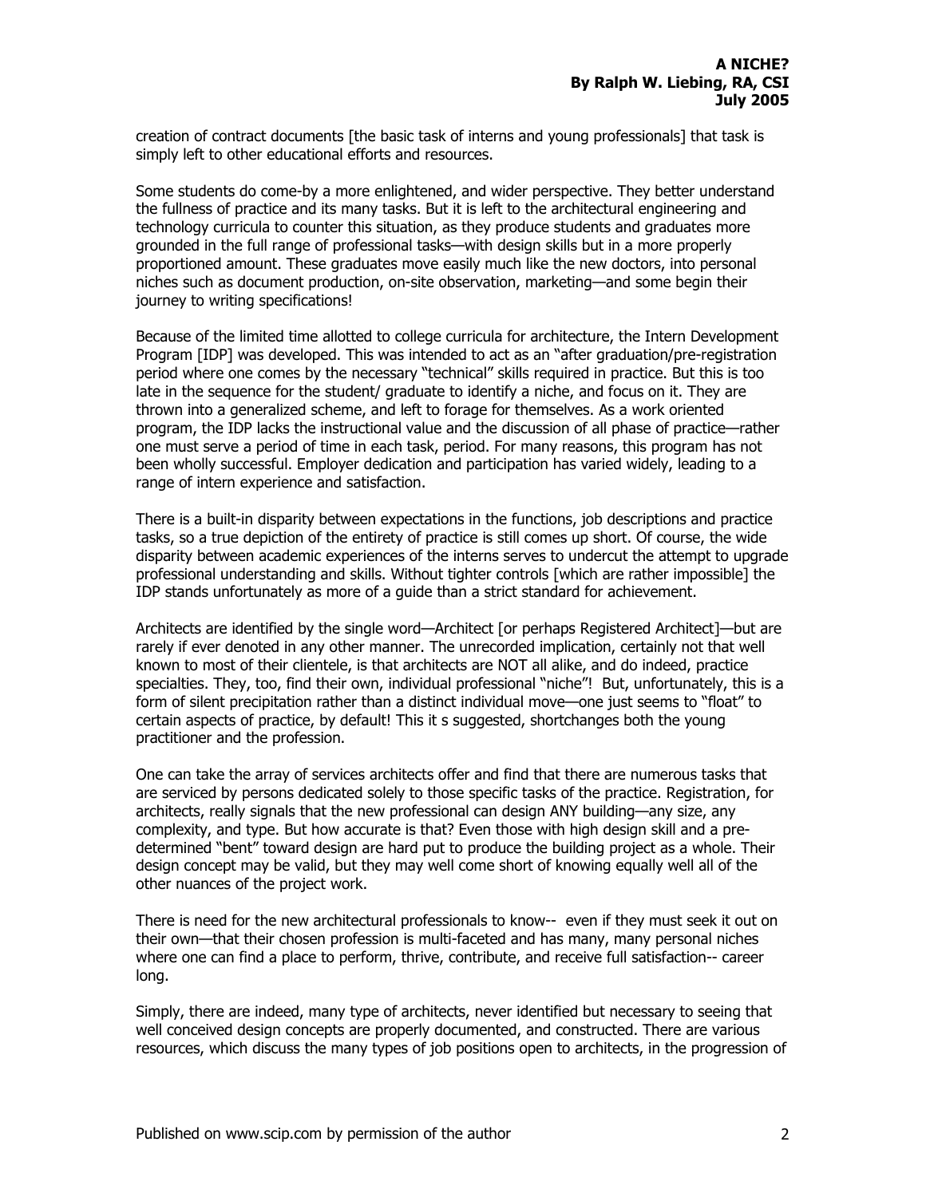creation of contract documents [the basic task of interns and young professionals] that task is simply left to other educational efforts and resources.

Some students do come-by a more enlightened, and wider perspective. They better understand the fullness of practice and its many tasks. But it is left to the architectural engineering and technology curricula to counter this situation, as they produce students and graduates more grounded in the full range of professional tasks—with design skills but in a more properly proportioned amount. These graduates move easily much like the new doctors, into personal niches such as document production, on-site observation, marketing—and some begin their journey to writing specifications!

Because of the limited time allotted to college curricula for architecture, the Intern Development Program [IDP] was developed. This was intended to act as an "after graduation/pre-registration period where one comes by the necessary "technical" skills required in practice. But this is too late in the sequence for the student/ graduate to identify a niche, and focus on it. They are thrown into a generalized scheme, and left to forage for themselves. As a work oriented program, the IDP lacks the instructional value and the discussion of all phase of practice—rather one must serve a period of time in each task, period. For many reasons, this program has not been wholly successful. Employer dedication and participation has varied widely, leading to a range of intern experience and satisfaction.

There is a built-in disparity between expectations in the functions, job descriptions and practice tasks, so a true depiction of the entirety of practice is still comes up short. Of course, the wide disparity between academic experiences of the interns serves to undercut the attempt to upgrade professional understanding and skills. Without tighter controls [which are rather impossible] the IDP stands unfortunately as more of a guide than a strict standard for achievement.

Architects are identified by the single word—Architect [or perhaps Registered Architect]—but are rarely if ever denoted in any other manner. The unrecorded implication, certainly not that well known to most of their clientele, is that architects are NOT all alike, and do indeed, practice specialties. They, too, find their own, individual professional "niche"! But, unfortunately, this is a form of silent precipitation rather than a distinct individual move—one just seems to "float" to certain aspects of practice, by default! This it s suggested, shortchanges both the young practitioner and the profession.

One can take the array of services architects offer and find that there are numerous tasks that are serviced by persons dedicated solely to those specific tasks of the practice. Registration, for architects, really signals that the new professional can design ANY building—any size, any complexity, and type. But how accurate is that? Even those with high design skill and a pre-determined "bent" toward design are hard put to produce the building project as a whole. Their design concept may be valid, but they may well come short of knowing equally well all of the other nuances of the project work.

There is need for the new architectural professionals to know-- even if they must seek it out on their own—that their chosen profession is multi-faceted and has many, many personal niches where one can find a place to perform, thrive, contribute, and receive full satisfaction-- career long.

Simply, there are indeed, many type of architects, never identified but necessary to seeing that well conceived design concepts are properly documented, and constructed. There are various resources, which discuss the many types of job positions open to architects, in the progression of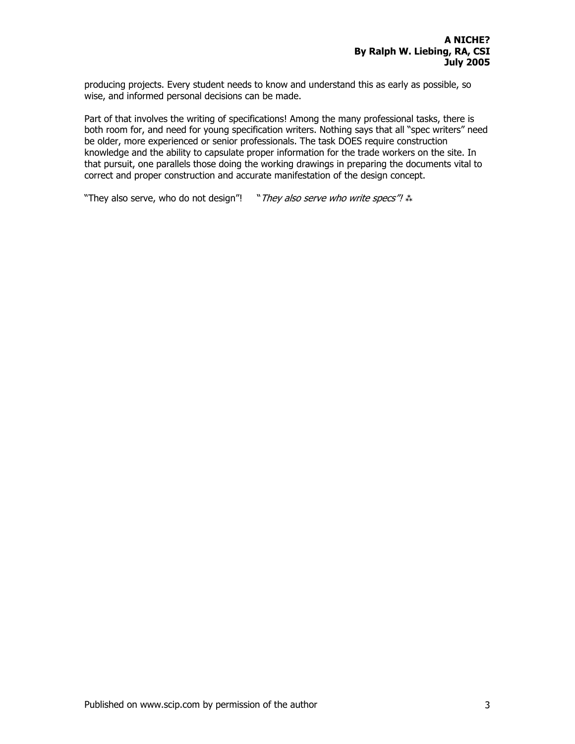producing projects. Every student needs to know and understand this as early as possible, so wise, and informed personal decisions can be made.

Part of that involves the writing of specifications! Among the many professional tasks, there is both room for, and need for young specification writers. Nothing says that all "spec writers" need be older, more experienced or senior professionals. The task DOES require construction knowledge and the ability to capsulate proper information for the trade workers on the site. In that pursuit, one parallels those doing the working drawings in preparing the documents vital to correct and proper construction and accurate manifestation of the design concept.

"They also serve, who do not design"!   "*They also serve who write specs"!* ⁂